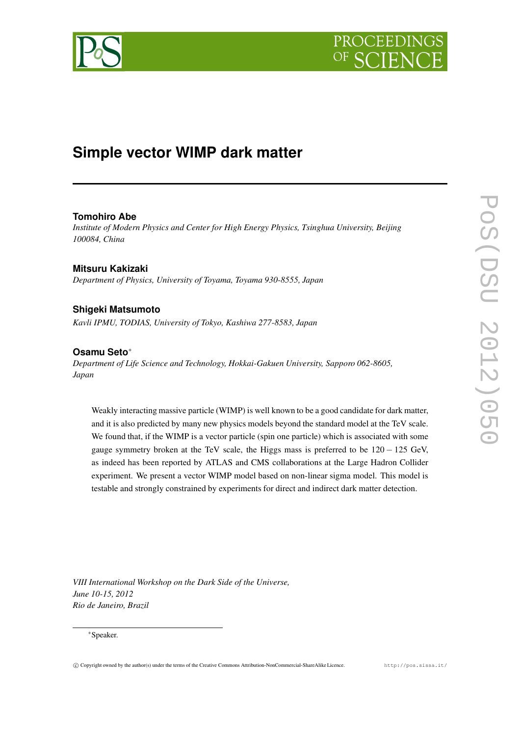# Simple vector WIMP dark matter

**Tomohiro Abe**

*Institute of Modern Physics and Center for High Energy Physics, Tsinghua University, Beijing 100084, China*

**Mitsuru Kakizaki**

*Department of Physics, University of Toyama, Toyama 930-8555, Japan*

**Shigeki Matsumoto**

*Kavli IPMU, TODIAS, University of Tokyo, Kashiwa 277-8583, Japan*

**Osamu Seto***

*Department of Life Science and Technology, Hokkai-Gakuen University, Sapporo 062-8605, Japan*

Weakly interacting massive particle (WIMP) is well known to be a good candidate for dark matter, and it is also predicted by many new physics models beyond the standard model at the TeV scale. We found that, if the WIMP is a vector particle (spin one particle) which is associated with some gauge symmetry broken at the TeV scale, the Higgs mass is preferred to be $120 - 125$ GeV, as indeed has been reported by ATLAS and CMS collaborations at the Large Hadron Collider experiment. We present a vector WIMP model based on non-linear sigma model. This model is testable and strongly constrained by experiments for direct and indirect dark matter detection.

*VIII International Workshop on the Dark Side of the Universe,*
*June 10-15, 2012*
*Rio de Janeiro, Brazil*

*Speaker.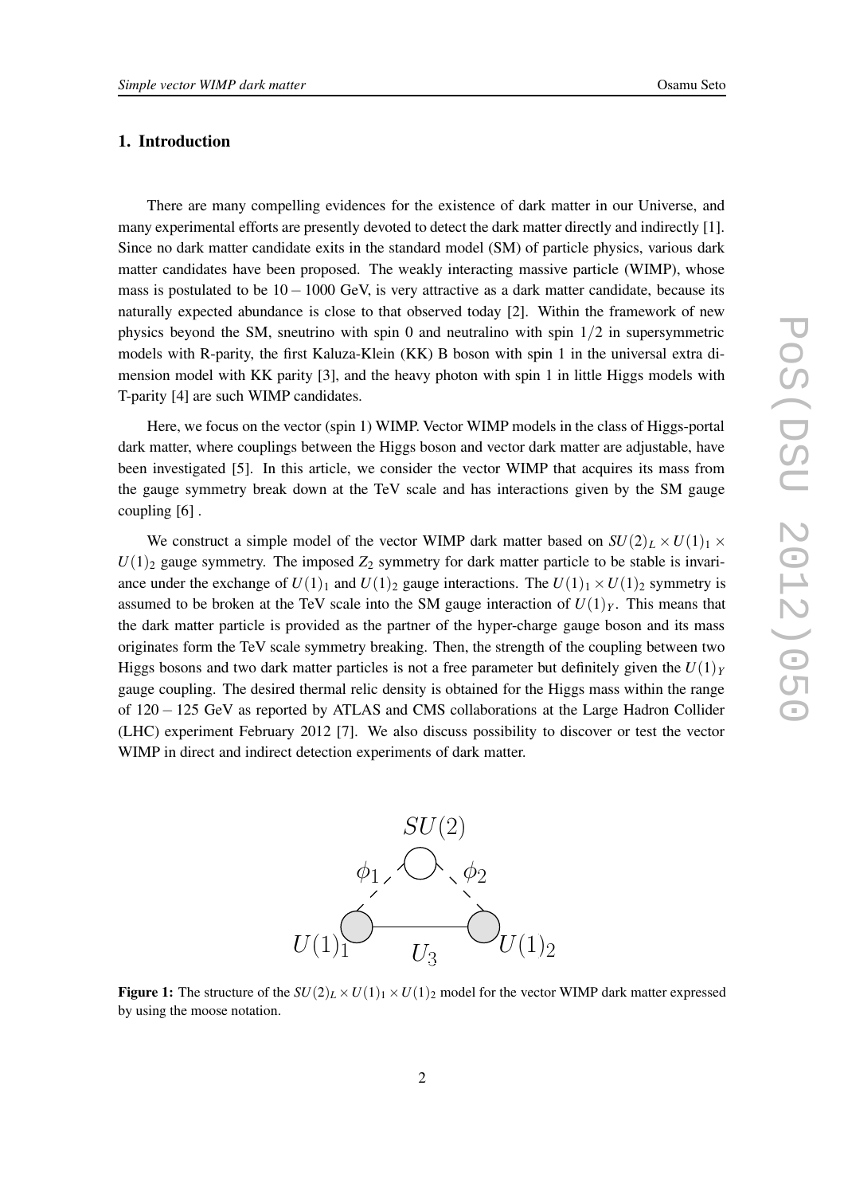## 1. Introduction

There are many compelling evidences for the existence of dark matter in our Universe, and many experimental efforts are presently devoted to detect the dark matter directly and indirectly [1]. Since no dark matter candidate exits in the standard model (SM) of particle physics, various dark matter candidates have been proposed. The weakly interacting massive particle (WIMP), whose mass is postulated to be $10-1000$ GeV, is very attractive as a dark matter candidate, because its naturally expected abundance is close to that observed today [2]. Within the framework of new physics beyond the SM, sneutrino with spin 0 and neutralino with spin $1/2$ in supersymmetric models with R-parity, the first Kaluza-Klein (KK) B boson with spin 1 in the universal extra dimension model with KK parity [3], and the heavy photon with spin 1 in little Higgs models with T-parity [4] are such WIMP candidates.

Here, we focus on the vector (spin 1) WIMP. Vector WIMP models in the class of Higgs-portal dark matter, where couplings between the Higgs boson and vector dark matter are adjustable, have been investigated [5]. In this article, we consider the vector WIMP that acquires its mass from the gauge symmetry break down at the TeV scale and has interactions given by the SM gauge coupling [6] .

We construct a simple model of the vector WIMP dark matter based on $SU(2)_L \times U(1)_1 \times U(1)_2$ gauge symmetry. The imposed $Z_2$ symmetry for dark matter particle to be stable is invariance under the exchange of $U(1)_1$ and $U(1)_2$ gauge interactions. The $U(1)_1 \times U(1)_2$ symmetry is assumed to be broken at the TeV scale into the SM gauge interaction of $U(1)_Y$. This means that the dark matter particle is provided as the partner of the hyper-charge gauge boson and its mass originates form the TeV scale symmetry breaking. Then, the strength of the coupling between two Higgs bosons and two dark matter particles is not a free parameter but definitely given the $U(1)_Y$ gauge coupling. The desired thermal relic density is obtained for the Higgs mass within the range of $120-125$ GeV as reported by ATLAS and CMS collaborations at the Large Hadron Collider (LHC) experiment February 2012 [7]. We also discuss possibility to discover or test the vector WIMP in direct and indirect detection experiments of dark matter.

**Figure 1:** The structure of the $SU(2)_L \times U(1)_1 \times U(1)_2$ model for the vector WIMP dark matter expressed by using the moose notation.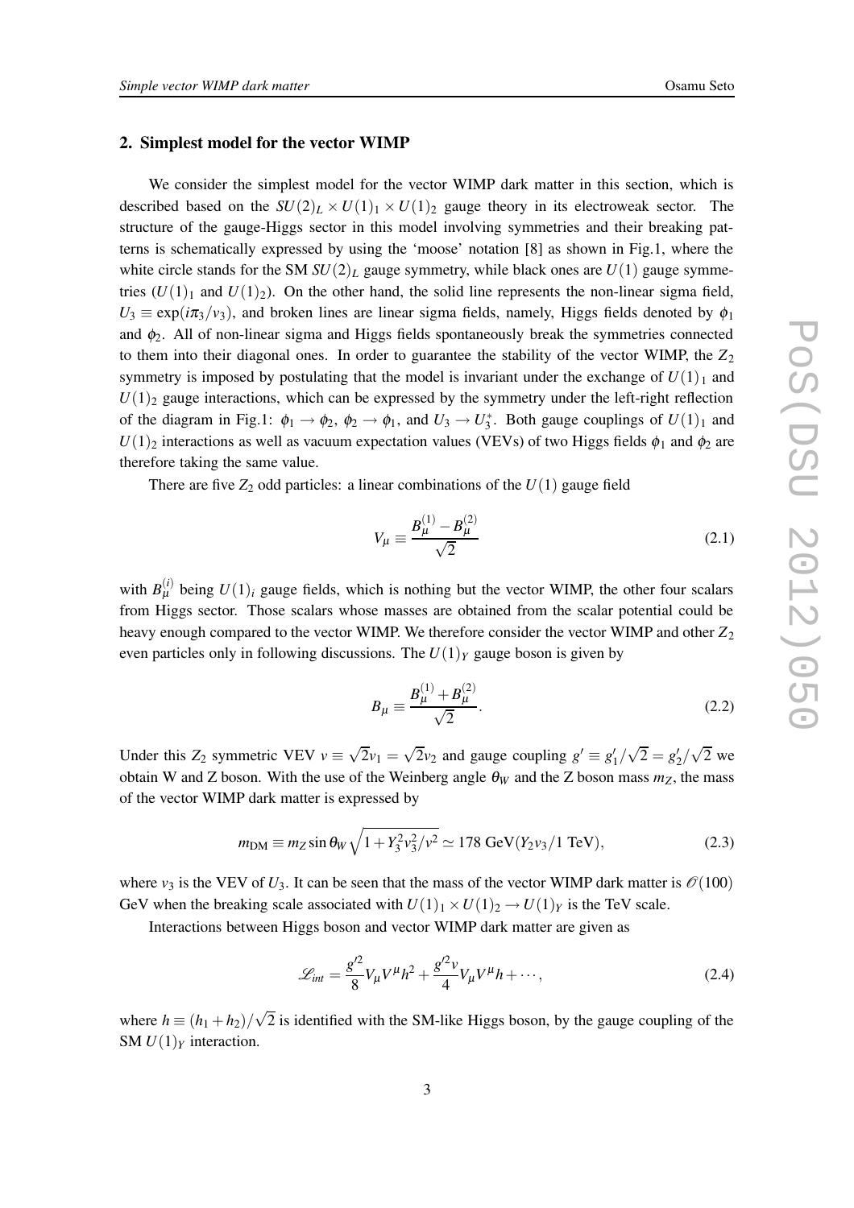## 2. Simplest model for the vector WIMP

We consider the simplest model for the vector WIMP dark matter in this section, which is described based on the $SU(2)_L \times U(1)_1 \times U(1)_2$ gauge theory in its electroweak sector. The structure of the gauge-Higgs sector in this model involving symmetries and their breaking patterns is schematically expressed by using the 'moose' notation [8] as shown in Fig.1, where the white circle stands for the SM $SU(2)_L$ gauge symmetry, while black ones are $U(1)$ gauge symmetries ($U(1)_1$ and $U(1)_2$). On the other hand, the solid line represents the non-linear sigma field, $U_3 \equiv \exp(i\pi_3/v_3)$, and broken lines are linear sigma fields, namely, Higgs fields denoted by $\phi_1$ and $\phi_2$. All of non-linear sigma and Higgs fields spontaneously break the symmetries connected to them into their diagonal ones. In order to guarantee the stability of the vector WIMP, the $Z_2$ symmetry is imposed by postulating that the model is invariant under the exchange of $U(1)_1$ and $U(1)_2$ gauge interactions, which can be expressed by the symmetry under the left-right reflection of the diagram in Fig.1: $\phi_1 \to \phi_2$, $\phi_2 \to \phi_1$, and $U_3 \to U_3^*$. Both gauge couplings of $U(1)_1$ and $U(1)_2$ interactions as well as vacuum expectation values (VEVs) of two Higgs fields $\phi_1$ and $\phi_2$ are therefore taking the same value.

There are five $Z_2$ odd particles: a linear combinations of the $U(1)$ gauge field

$$V_\mu \equiv \frac{B_\mu^{(1)} - B_\mu^{(2)}}{\sqrt{2}} \tag{2.1}$$

with $B_\mu^{(i)}$ being $U(1)_i$ gauge fields, which is nothing but the vector WIMP, the other four scalars from Higgs sector. Those scalars whose masses are obtained from the scalar potential could be heavy enough compared to the vector WIMP. We therefore consider the vector WIMP and other $Z_2$ even particles only in following discussions. The $U(1)_Y$ gauge boson is given by

$$B_\mu \equiv \frac{B_\mu^{(1)} + B_\mu^{(2)}}{\sqrt{2}}. \tag{2.2}$$

Under this $Z_2$ symmetric VEV $v \equiv \sqrt{2}v_1 = \sqrt{2}v_2$ and gauge coupling $g' \equiv g_1'/\sqrt{2} = g_2'/\sqrt{2}$ we obtain W and Z boson. With the use of the Weinberg angle $\theta_W$ and the Z boson mass $m_Z$, the mass of the vector WIMP dark matter is expressed by

$$m_{\rm DM} \equiv m_Z \sin\theta_W \sqrt{1 + Y_3^2 v_3^2/v^2} \simeq 178 \text{ GeV}(Y_2 v_3/1 \text{ TeV}), \tag{2.3}$$

where $v_3$ is the VEV of $U_3$. It can be seen that the mass of the vector WIMP dark matter is $\mathscr{O}(100)$ GeV when the breaking scale associated with $U(1)_1 \times U(1)_2 \to U(1)_Y$ is the TeV scale.

Interactions between Higgs boson and vector WIMP dark matter are given as

$$\mathscr{L}_{int} = \frac{g'^2}{8} V_\mu V^\mu h^2 + \frac{g'^2 v}{4} V_\mu V^\mu h + \cdots, \tag{2.4}$$

where $h \equiv (h_1 + h_2)/\sqrt{2}$ is identified with the SM-like Higgs boson, by the gauge coupling of the SM $U(1)_Y$ interaction.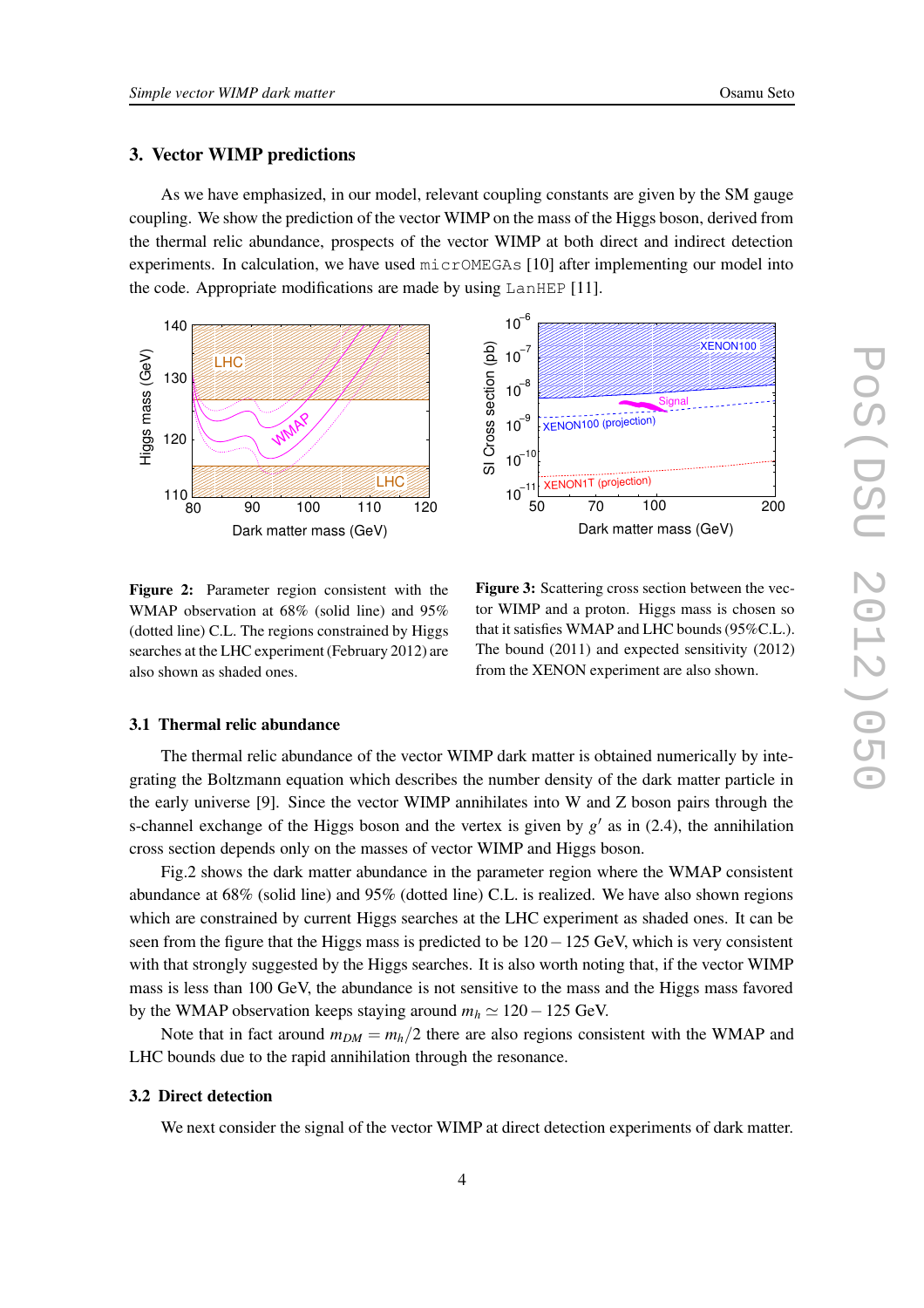## 3. Vector WIMP predictions

As we have emphasized, in our model, relevant coupling constants are given by the SM gauge coupling. We show the prediction of the vector WIMP on the mass of the Higgs boson, derived from the thermal relic abundance, prospects of the vector WIMP at both direct and indirect detection experiments. In calculation, we have used `micrOMEGAs` [10] after implementing our model into the code. Appropriate modifications are made by using `LanHEP` [11].

**Figure 2:** Parameter region consistent with the WMAP observation at 68% (solid line) and 95% (dotted line) C.L. The regions constrained by Higgs searches at the LHC experiment (February 2012) are also shown as shaded ones.

**Figure 3:** Scattering cross section between the vector WIMP and a proton. Higgs mass is chosen so that it satisfies WMAP and LHC bounds (95%C.L.). The bound (2011) and expected sensitivity (2012) from the XENON experiment are also shown.

### 3.1 Thermal relic abundance

The thermal relic abundance of the vector WIMP dark matter is obtained numerically by integrating the Boltzmann equation which describes the number density of the dark matter particle in the early universe [9]. Since the vector WIMP annihilates into W and Z boson pairs through the s-channel exchange of the Higgs boson and the vertex is given by $g'$ as in (2.4), the annihilation cross section depends only on the masses of vector WIMP and Higgs boson.

Fig.2 shows the dark matter abundance in the parameter region where the WMAP consistent abundance at 68% (solid line) and 95% (dotted line) C.L. is realized. We have also shown regions which are constrained by current Higgs searches at the LHC experiment as shaded ones. It can be seen from the figure that the Higgs mass is predicted to be $120-125$ GeV, which is very consistent with that strongly suggested by the Higgs searches. It is also worth noting that, if the vector WIMP mass is less than 100 GeV, the abundance is not sensitive to the mass and the Higgs mass favored by the WMAP observation keeps staying around $m_h \simeq 120-125$ GeV.

Note that in fact around $m_{DM} = m_h/2$ there are also regions consistent with the WMAP and LHC bounds due to the rapid annihilation through the resonance.

### 3.2 Direct detection

We next consider the signal of the vector WIMP at direct detection experiments of dark matter.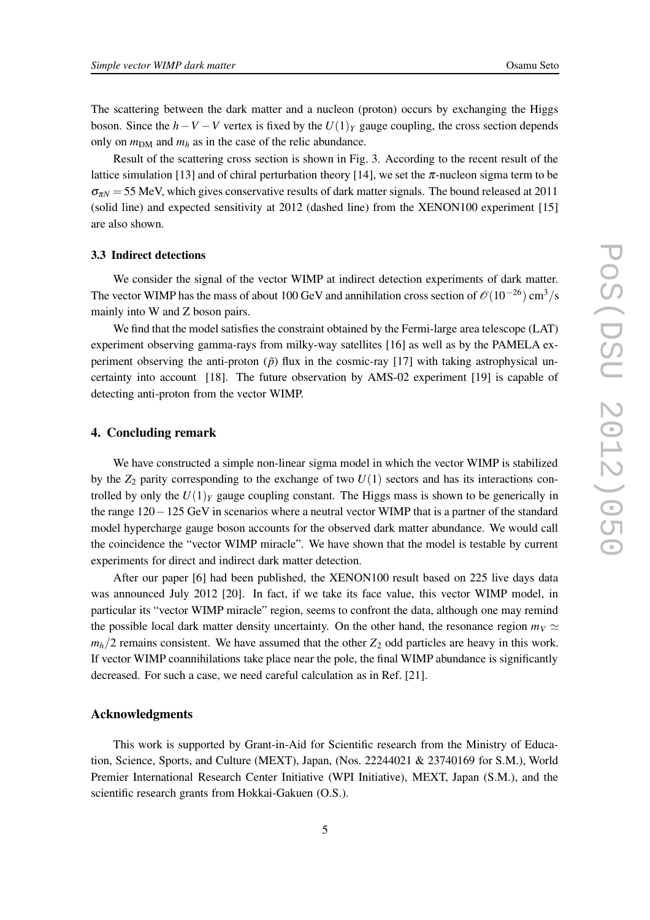The scattering between the dark matter and a nucleon (proton) occurs by exchanging the Higgs boson. Since the $h-V-V$ vertex is fixed by the $U(1)_Y$ gauge coupling, the cross section depends only on $m_{\rm DM}$ and $m_h$ as in the case of the relic abundance.

Result of the scattering cross section is shown in Fig. 3. According to the recent result of the lattice simulation [13] and of chiral perturbation theory [14], we set the $\pi$-nucleon sigma term to be $\sigma_{\pi N} = 55$ MeV, which gives conservative results of dark matter signals. The bound released at 2011 (solid line) and expected sensitivity at 2012 (dashed line) from the XENON100 experiment [15] are also shown.

### 3.3 Indirect detections

We consider the signal of the vector WIMP at indirect detection experiments of dark matter. The vector WIMP has the mass of about 100 GeV and annihilation cross section of $\mathcal{O}(10^{-26})\ {\rm cm}^3/{\rm s}$ mainly into W and Z boson pairs.

We find that the model satisfies the constraint obtained by the Fermi-large area telescope (LAT) experiment observing gamma-rays from milky-way satellites [16] as well as by the PAMELA experiment observing the anti-proton ($\bar{p}$) flux in the cosmic-ray [17] with taking astrophysical uncertainty into account [18]. The future observation by AMS-02 experiment [19] is capable of detecting anti-proton from the vector WIMP.

## 4. Concluding remark

We have constructed a simple non-linear sigma model in which the vector WIMP is stabilized by the $Z_2$ parity corresponding to the exchange of two $U(1)$ sectors and has its interactions controlled by only the $U(1)_Y$ gauge coupling constant. The Higgs mass is shown to be generically in the range $120-125$ GeV in scenarios where a neutral vector WIMP that is a partner of the standard model hypercharge gauge boson accounts for the observed dark matter abundance. We would call the coincidence the "vector WIMP miracle". We have shown that the model is testable by current experiments for direct and indirect dark matter detection.

After our paper [6] had been published, the XENON100 result based on 225 live days data was announced July 2012 [20]. In fact, if we take its face value, this vector WIMP model, in particular its "vector WIMP miracle" region, seems to confront the data, although one may remind the possible local dark matter density uncertainty. On the other hand, the resonance region $m_V \simeq m_h/2$ remains consistent. We have assumed that the other $Z_2$ odd particles are heavy in this work. If vector WIMP coannihilations take place near the pole, the final WIMP abundance is significantly decreased. For such a case, we need careful calculation as in Ref. [21].

### Acknowledgments

This work is supported by Grant-in-Aid for Scientific research from the Ministry of Education, Science, Sports, and Culture (MEXT), Japan, (Nos. 22244021 & 23740169 for S.M.), World Premier International Research Center Initiative (WPI Initiative), MEXT, Japan (S.M.), and the scientific research grants from Hokkai-Gakuen (O.S.).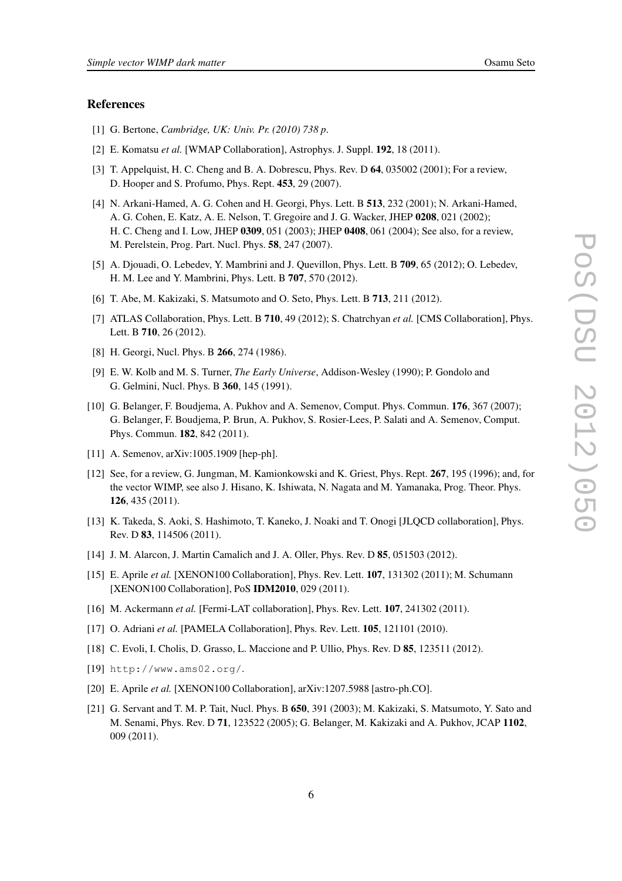## References

[1] G. Bertone, *Cambridge, UK: Univ. Pr. (2010) 738 p*.

[2] E. Komatsu *et al.* [WMAP Collaboration], Astrophys. J. Suppl. **192**, 18 (2011).

[3] T. Appelquist, H. C. Cheng and B. A. Dobrescu, Phys. Rev. D **64**, 035002 (2001); For a review, D. Hooper and S. Profumo, Phys. Rept. **453**, 29 (2007).

[4] N. Arkani-Hamed, A. G. Cohen and H. Georgi, Phys. Lett. B **513**, 232 (2001); N. Arkani-Hamed, A. G. Cohen, E. Katz, A. E. Nelson, T. Gregoire and J. G. Wacker, JHEP **0208**, 021 (2002); H. C. Cheng and I. Low, JHEP **0309**, 051 (2003); JHEP **0408**, 061 (2004); See also, for a review, M. Perelstein, Prog. Part. Nucl. Phys. **58**, 247 (2007).

[5] A. Djouadi, O. Lebedev, Y. Mambrini and J. Quevillon, Phys. Lett. B **709**, 65 (2012); O. Lebedev, H. M. Lee and Y. Mambrini, Phys. Lett. B **707**, 570 (2012).

[6] T. Abe, M. Kakizaki, S. Matsumoto and O. Seto, Phys. Lett. B **713**, 211 (2012).

[7] ATLAS Collaboration, Phys. Lett. B **710**, 49 (2012); S. Chatrchyan *et al.* [CMS Collaboration], Phys. Lett. B **710**, 26 (2012).

[8] H. Georgi, Nucl. Phys. B **266**, 274 (1986).

[9] E. W. Kolb and M. S. Turner, *The Early Universe*, Addison-Wesley (1990); P. Gondolo and G. Gelmini, Nucl. Phys. B **360**, 145 (1991).

[10] G. Belanger, F. Boudjema, A. Pukhov and A. Semenov, Comput. Phys. Commun. **176**, 367 (2007); G. Belanger, F. Boudjema, P. Brun, A. Pukhov, S. Rosier-Lees, P. Salati and A. Semenov, Comput. Phys. Commun. **182**, 842 (2011).

[11] A. Semenov, arXiv:1005.1909 [hep-ph].

[12] See, for a review, G. Jungman, M. Kamionkowski and K. Griest, Phys. Rept. **267**, 195 (1996); and, for the vector WIMP, see also J. Hisano, K. Ishiwata, N. Nagata and M. Yamanaka, Prog. Theor. Phys. **126**, 435 (2011).

[13] K. Takeda, S. Aoki, S. Hashimoto, T. Kaneko, J. Noaki and T. Onogi [JLQCD collaboration], Phys. Rev. D **83**, 114506 (2011).

[14] J. M. Alarcon, J. Martin Camalich and J. A. Oller, Phys. Rev. D **85**, 051503 (2012).

[15] E. Aprile *et al.* [XENON100 Collaboration], Phys. Rev. Lett. **107**, 131302 (2011); M. Schumann [XENON100 Collaboration], PoS **IDM2010**, 029 (2011).

[16] M. Ackermann *et al.* [Fermi-LAT collaboration], Phys. Rev. Lett. **107**, 241302 (2011).

[17] O. Adriani *et al.* [PAMELA Collaboration], Phys. Rev. Lett. **105**, 121101 (2010).

[18] C. Evoli, I. Cholis, D. Grasso, L. Maccione and P. Ullio, Phys. Rev. D **85**, 123511 (2012).

[19] http://www.ams02.org/.

[20] E. Aprile *et al.* [XENON100 Collaboration], arXiv:1207.5988 [astro-ph.CO].

[21] G. Servant and T. M. P. Tait, Nucl. Phys. B **650**, 391 (2003); M. Kakizaki, S. Matsumoto, Y. Sato and M. Senami, Phys. Rev. D **71**, 123522 (2005); G. Belanger, M. Kakizaki and A. Pukhov, JCAP **1102**, 009 (2011).